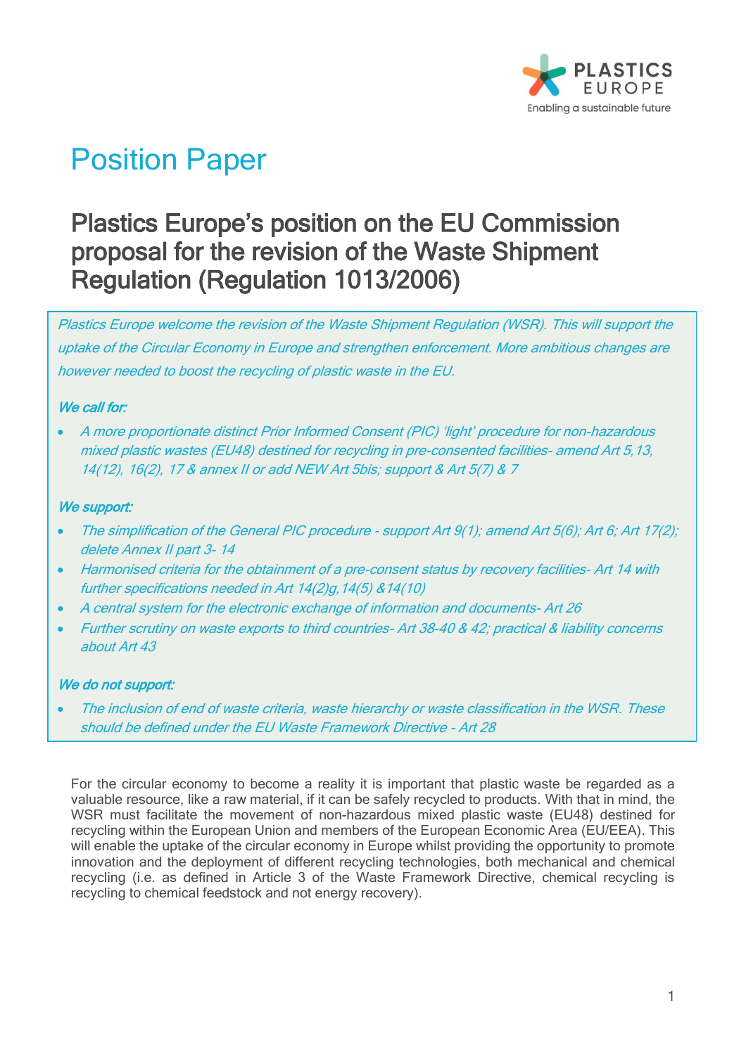# Position Paper

## Plastics Europe's position on the EU Commission proposal for the revision of the Waste Shipment Regulation (Regulation 1013/2006)

*Plastics Europe welcome the revision of the Waste Shipment Regulation (WSR). This will support the uptake of the Circular Economy in Europe and strengthen enforcement. More ambitious changes are however needed to boost the recycling of plastic waste in the EU.*

***We call for:***

- *A more proportionate distinct Prior Informed Consent (PIC) 'light' procedure for non-hazardous mixed plastic wastes (EU48) destined for recycling in pre-consented facilities- amend Art 5,13, 14(12), 16(2), 17 & annex II or add NEW Art 5bis; support & Art 5(7) & 7*

***We support:***

- *The simplification of the General PIC procedure - support Art 9(1); amend Art 5(6); Art 6; Art 17(2); delete Annex II part 3- 14*
- *Harmonised criteria for the obtainment of a pre-consent status by recovery facilities- Art 14 with further specifications needed in Art 14(2)g,14(5) &14(10)*
- *A central system for the electronic exchange of information and documents- Art 26*
- *Further scrutiny on waste exports to third countries- Art 38-40 & 42; practical & liability concerns about Art 43*

***We do not support:***

- *The inclusion of end of waste criteria, waste hierarchy or waste classification in the WSR. These should be defined under the EU Waste Framework Directive - Art 28*

For the circular economy to become a reality it is important that plastic waste be regarded as a valuable resource, like a raw material, if it can be safely recycled to products. With that in mind, the WSR must facilitate the movement of non-hazardous mixed plastic waste (EU48) destined for recycling within the European Union and members of the European Economic Area (EU/EEA). This will enable the uptake of the circular economy in Europe whilst providing the opportunity to promote innovation and the deployment of different recycling technologies, both mechanical and chemical recycling (i.e. as defined in Article 3 of the Waste Framework Directive, chemical recycling is recycling to chemical feedstock and not energy recovery).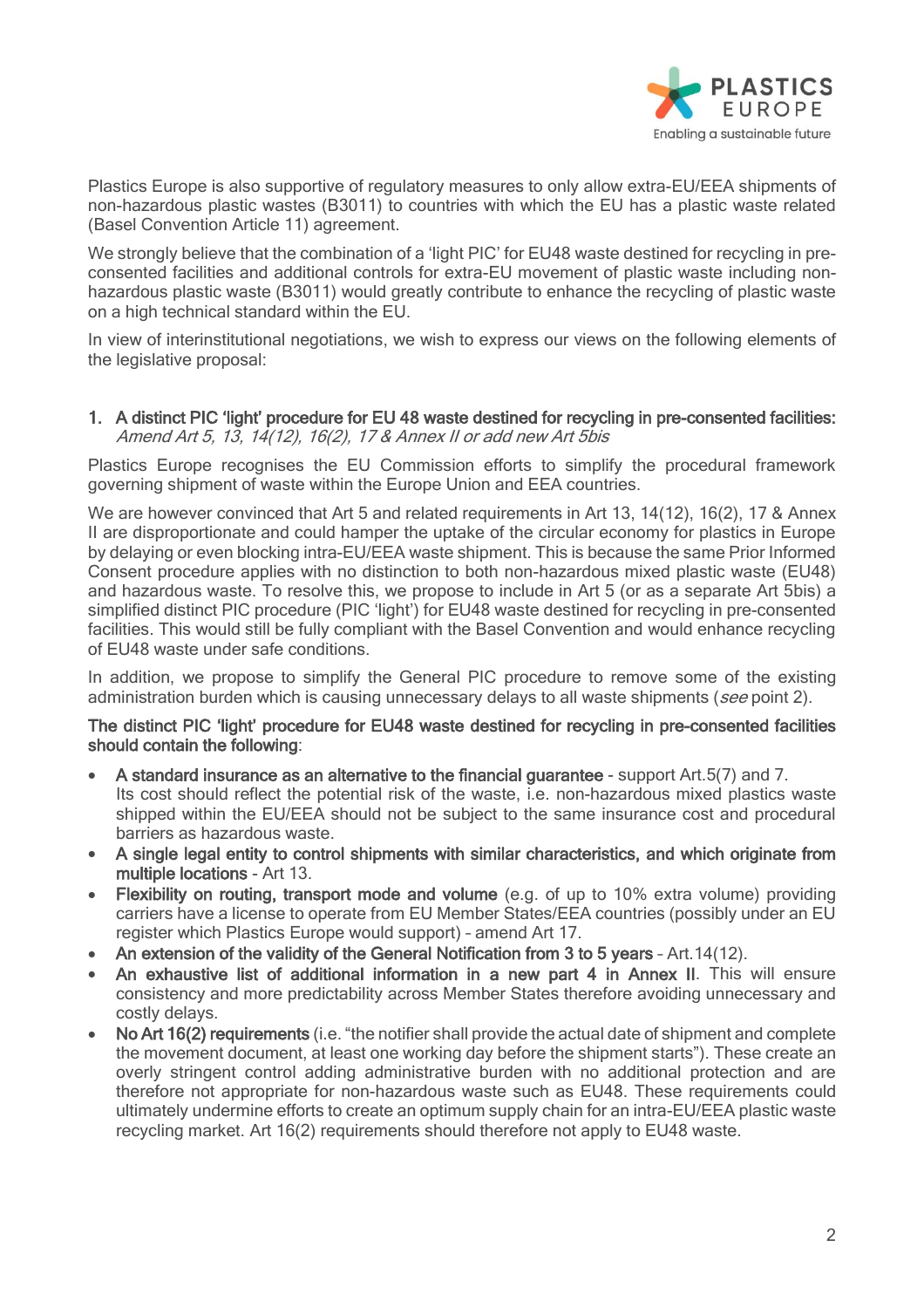Plastics Europe is also supportive of regulatory measures to only allow extra-EU/EEA shipments of non-hazardous plastic wastes (B3011) to countries with which the EU has a plastic waste related (Basel Convention Article 11) agreement.

We strongly believe that the combination of a 'light PIC' for EU48 waste destined for recycling in pre-consented facilities and additional controls for extra-EU movement of plastic waste including non-hazardous plastic waste (B3011) would greatly contribute to enhance the recycling of plastic waste on a high technical standard within the EU.

In view of interinstitutional negotiations, we wish to express our views on the following elements of the legislative proposal:

## 1. A distinct PIC 'light' procedure for EU 48 waste destined for recycling in pre-consented facilities: *Amend Art 5, 13, 14(12), 16(2), 17 & Annex II or add new Art 5bis*

Plastics Europe recognises the EU Commission efforts to simplify the procedural framework governing shipment of waste within the Europe Union and EEA countries.

We are however convinced that Art 5 and related requirements in Art 13, 14(12), 16(2), 17 & Annex II are disproportionate and could hamper the uptake of the circular economy for plastics in Europe by delaying or even blocking intra-EU/EEA waste shipment. This is because the same Prior Informed Consent procedure applies with no distinction to both non-hazardous mixed plastic waste (EU48) and hazardous waste. To resolve this, we propose to include in Art 5 (or as a separate Art 5bis) a simplified distinct PIC procedure (PIC 'light') for EU48 waste destined for recycling in pre-consented facilities. This would still be fully compliant with the Basel Convention and would enhance recycling of EU48 waste under safe conditions.

In addition, we propose to simplify the General PIC procedure to remove some of the existing administration burden which is causing unnecessary delays to all waste shipments (*see* point 2).

**The distinct PIC 'light' procedure for EU48 waste destined for recycling in pre-consented facilities should contain the following**:

- **A standard insurance as an alternative to the financial guarantee** - support Art.5(7) and 7. Its cost should reflect the potential risk of the waste, i.e. non-hazardous mixed plastics waste shipped within the EU/EEA should not be subject to the same insurance cost and procedural barriers as hazardous waste.
- **A single legal entity to control shipments with similar characteristics, and which originate from multiple locations** - Art 13.
- **Flexibility on routing, transport mode and volume** (e.g. of up to 10% extra volume) providing carriers have a license to operate from EU Member States/EEA countries (possibly under an EU register which Plastics Europe would support) – amend Art 17.
- **An extension of the validity of the General Notification from 3 to 5 years** – Art.14(12).
- **An exhaustive list of additional information in a new part 4 in Annex II**. This will ensure consistency and more predictability across Member States therefore avoiding unnecessary and costly delays.
- **No Art 16(2) requirements** (i.e. "the notifier shall provide the actual date of shipment and complete the movement document, at least one working day before the shipment starts"). These create an overly stringent control adding administrative burden with no additional protection and are therefore not appropriate for non-hazardous waste such as EU48. These requirements could ultimately undermine efforts to create an optimum supply chain for an intra-EU/EEA plastic waste recycling market. Art 16(2) requirements should therefore not apply to EU48 waste.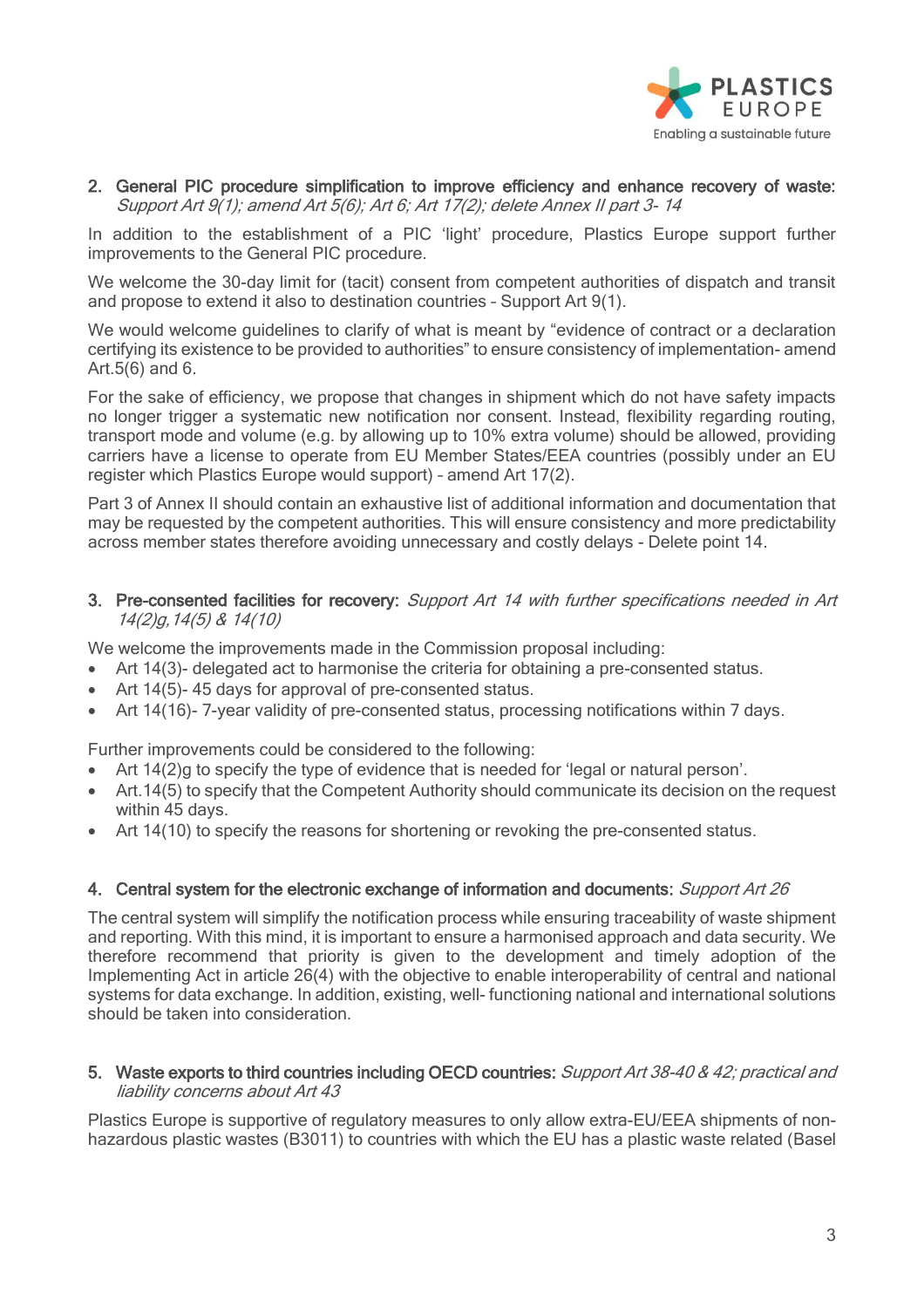2. **General PIC procedure simplification to improve efficiency and enhance recovery of waste:** *Support Art 9(1); amend Art 5(6); Art 6; Art 17(2); delete Annex II part 3- 14*

In addition to the establishment of a PIC 'light' procedure, Plastics Europe support further improvements to the General PIC procedure.

We welcome the 30-day limit for (tacit) consent from competent authorities of dispatch and transit and propose to extend it also to destination countries – Support Art 9(1).

We would welcome guidelines to clarify of what is meant by "evidence of contract or a declaration certifying its existence to be provided to authorities" to ensure consistency of implementation- amend Art.5(6) and 6.

For the sake of efficiency, we propose that changes in shipment which do not have safety impacts no longer trigger a systematic new notification nor consent. Instead, flexibility regarding routing, transport mode and volume (e.g. by allowing up to 10% extra volume) should be allowed, providing carriers have a license to operate from EU Member States/EEA countries (possibly under an EU register which Plastics Europe would support) – amend Art 17(2).

Part 3 of Annex II should contain an exhaustive list of additional information and documentation that may be requested by the competent authorities. This will ensure consistency and more predictability across member states therefore avoiding unnecessary and costly delays - Delete point 14.

3. **Pre-consented facilities for recovery:** *Support Art 14 with further specifications needed in Art 14(2)g, 14(5) & 14(10)*

We welcome the improvements made in the Commission proposal including:

- Art 14(3)- delegated act to harmonise the criteria for obtaining a pre-consented status.
- Art 14(5)- 45 days for approval of pre-consented status.
- Art 14(16)- 7-year validity of pre-consented status, processing notifications within 7 days.

Further improvements could be considered to the following:

- Art 14(2)g to specify the type of evidence that is needed for 'legal or natural person'.
- Art.14(5) to specify that the Competent Authority should communicate its decision on the request within 45 days.
- Art 14(10) to specify the reasons for shortening or revoking the pre-consented status.

4. **Central system for the electronic exchange of information and documents:** *Support Art 26*

The central system will simplify the notification process while ensuring traceability of waste shipment and reporting. With this mind, it is important to ensure a harmonised approach and data security. We therefore recommend that priority is given to the development and timely adoption of the Implementing Act in article 26(4) with the objective to enable interoperability of central and national systems for data exchange. In addition, existing, well- functioning national and international solutions should be taken into consideration.

5. **Waste exports to third countries including OECD countries:** *Support Art 38-40 & 42; practical and liability concerns about Art 43*

Plastics Europe is supportive of regulatory measures to only allow extra-EU/EEA shipments of non-hazardous plastic wastes (B3011) to countries with which the EU has a plastic waste related (Basel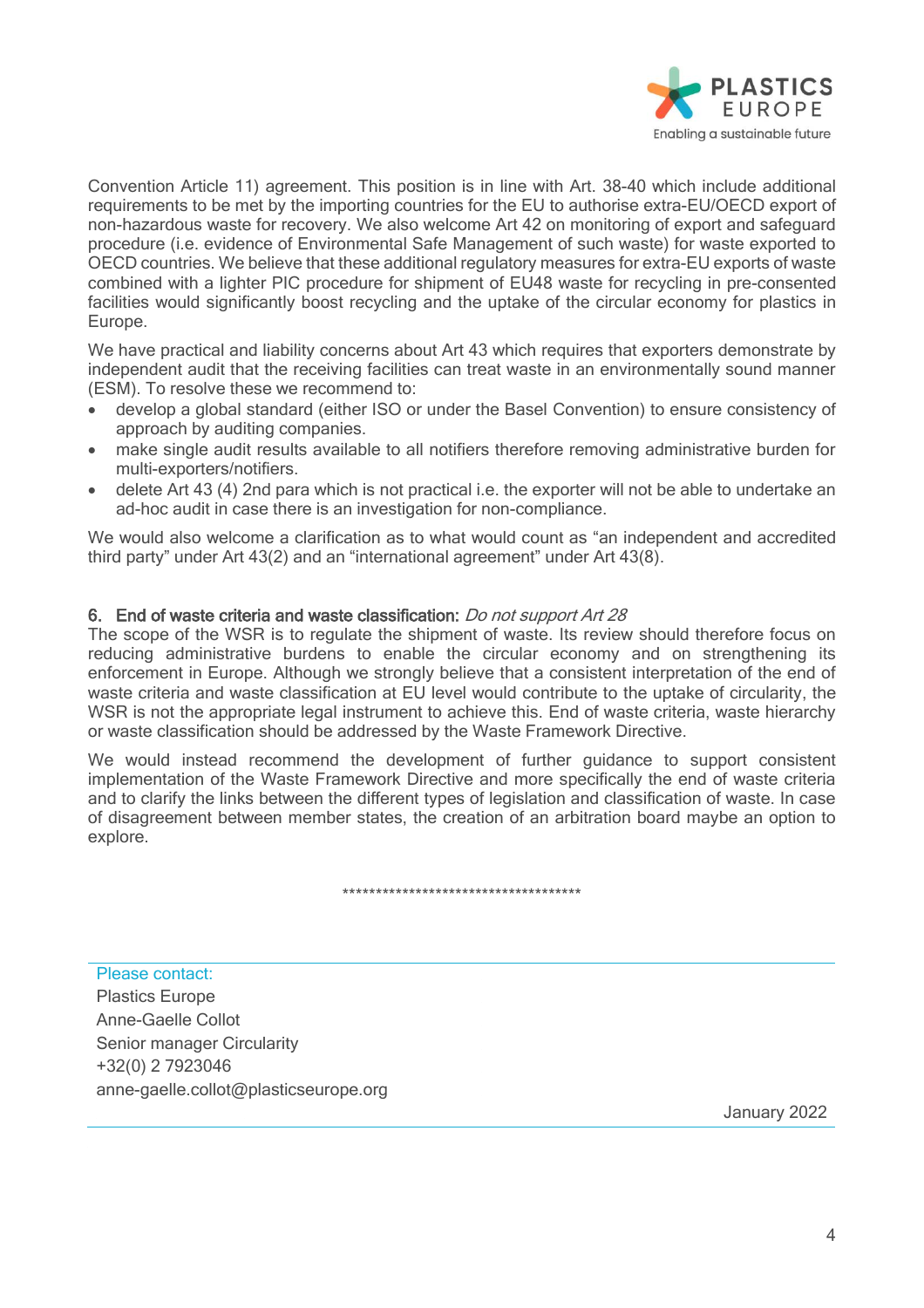Convention Article 11) agreement. This position is in line with Art. 38-40 which include additional requirements to be met by the importing countries for the EU to authorise extra-EU/OECD export of non-hazardous waste for recovery. We also welcome Art 42 on monitoring of export and safeguard procedure (i.e. evidence of Environmental Safe Management of such waste) for waste exported to OECD countries. We believe that these additional regulatory measures for extra-EU exports of waste combined with a lighter PIC procedure for shipment of EU48 waste for recycling in pre-consented facilities would significantly boost recycling and the uptake of the circular economy for plastics in Europe.

We have practical and liability concerns about Art 43 which requires that exporters demonstrate by independent audit that the receiving facilities can treat waste in an environmentally sound manner (ESM). To resolve these we recommend to:

- develop a global standard (either ISO or under the Basel Convention) to ensure consistency of approach by auditing companies.
- make single audit results available to all notifiers therefore removing administrative burden for multi-exporters/notifiers.
- delete Art 43 (4) 2nd para which is not practical i.e. the exporter will not be able to undertake an ad-hoc audit in case there is an investigation for non-compliance.

We would also welcome a clarification as to what would count as "an independent and accredited third party" under Art 43(2) and an "international agreement" under Art 43(8).

### 6. End of waste criteria and waste classification: *Do not support Art 28*

The scope of the WSR is to regulate the shipment of waste. Its review should therefore focus on reducing administrative burdens to enable the circular economy and on strengthening its enforcement in Europe. Although we strongly believe that a consistent interpretation of the end of waste criteria and waste classification at EU level would contribute to the uptake of circularity, the WSR is not the appropriate legal instrument to achieve this. End of waste criteria, waste hierarchy or waste classification should be addressed by the Waste Framework Directive.

We would instead recommend the development of further guidance to support consistent implementation of the Waste Framework Directive and more specifically the end of waste criteria and to clarify the links between the different types of legislation and classification of waste. In case of disagreement between member states, the creation of an arbitration board maybe an option to explore.

*************************************

Please contact:
Plastics Europe
Anne-Gaelle Collot
Senior manager Circularity
+32(0) 2 7923046
anne-gaelle.collot@plasticseurope.org

January 2022